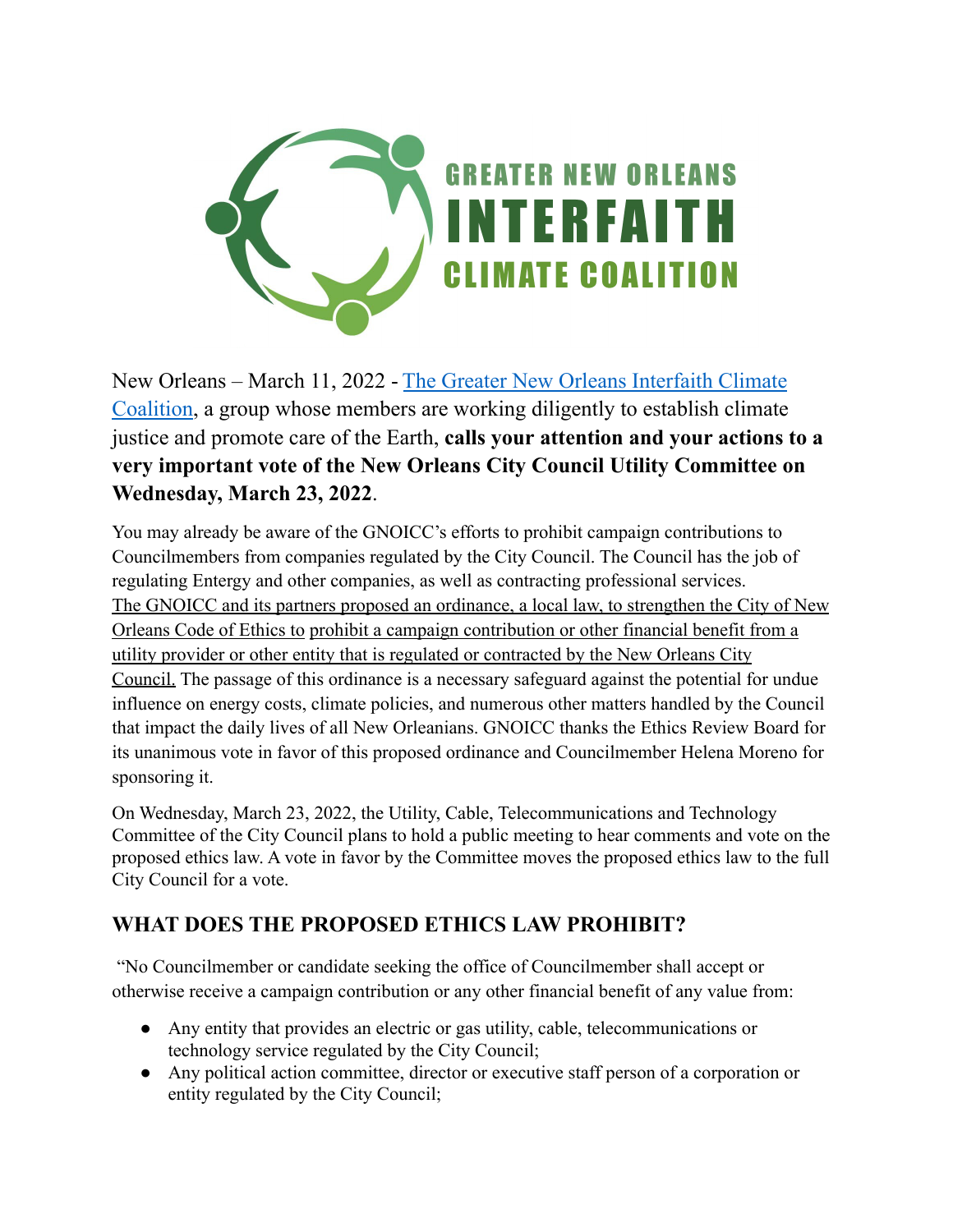GREATER NEW ORLEANS
INTERFAITH
CLIMATE COALITION

New Orleans – March 11, 2022 - [The Greater New Orleans Interfaith Climate Coalition](), a group whose members are working diligently to establish climate justice and promote care of the Earth, **calls your attention and your actions to a very important vote of the New Orleans City Council Utility Committee on Wednesday, March 23, 2022**.

You may already be aware of the GNOICC's efforts to prohibit campaign contributions to Councilmembers from companies regulated by the City Council. The Council has the job of regulating Entergy and other companies, as well as contracting professional services. The GNOICC and its partners proposed an ordinance, a local law, to strengthen the City of New Orleans Code of Ethics to prohibit a campaign contribution or other financial benefit from a utility provider or other entity that is regulated or contracted by the New Orleans City Council. The passage of this ordinance is a necessary safeguard against the potential for undue influence on energy costs, climate policies, and numerous other matters handled by the Council that impact the daily lives of all New Orleanians. GNOICC thanks the Ethics Review Board for its unanimous vote in favor of this proposed ordinance and Councilmember Helena Moreno for sponsoring it.

On Wednesday, March 23, 2022, the Utility, Cable, Telecommunications and Technology Committee of the City Council plans to hold a public meeting to hear comments and vote on the proposed ethics law. A vote in favor by the Committee moves the proposed ethics law to the full City Council for a vote.

## WHAT DOES THE PROPOSED ETHICS LAW PROHIBIT?

"No Councilmember or candidate seeking the office of Councilmember shall accept or otherwise receive a campaign contribution or any other financial benefit of any value from:

- Any entity that provides an electric or gas utility, cable, telecommunications or technology service regulated by the City Council;
- Any political action committee, director or executive staff person of a corporation or entity regulated by the City Council;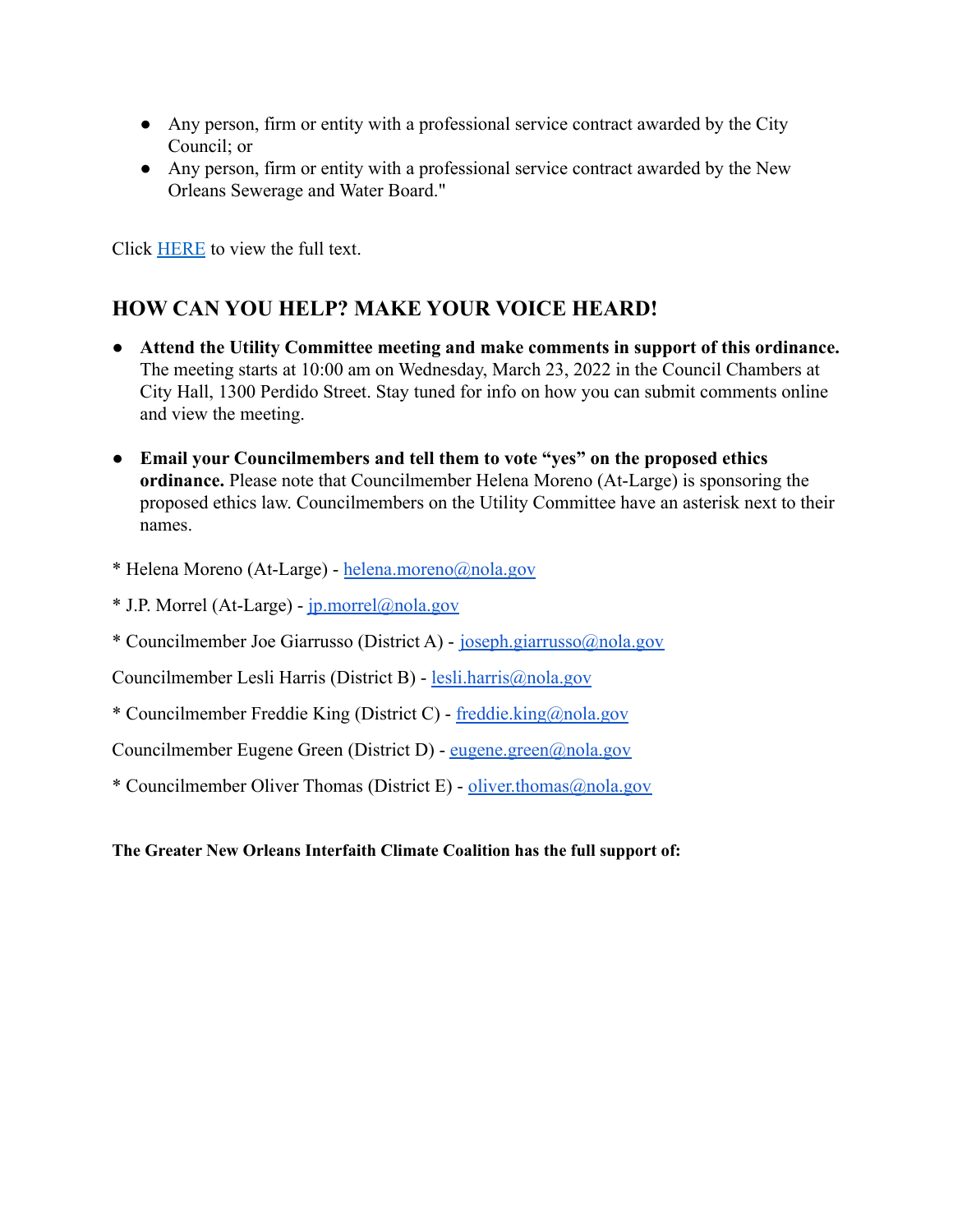- Any person, firm or entity with a professional service contract awarded by the City Council; or
- Any person, firm or entity with a professional service contract awarded by the New Orleans Sewerage and Water Board."

Click [HERE]() to view the full text.

## HOW CAN YOU HELP? MAKE YOUR VOICE HEARD!

- **Attend the Utility Committee meeting and make comments in support of this ordinance.** The meeting starts at 10:00 am on Wednesday, March 23, 2022 in the Council Chambers at City Hall, 1300 Perdido Street. Stay tuned for info on how you can submit comments online and view the meeting.

- **Email your Councilmembers and tell them to vote "yes" on the proposed ethics ordinance.** Please note that Councilmember Helena Moreno (At-Large) is sponsoring the proposed ethics law. Councilmembers on the Utility Committee have an asterisk next to their names.

* Helena Moreno (At-Large) - helena.moreno@nola.gov

* J.P. Morrel (At-Large) - jp.morrel@nola.gov

* Councilmember Joe Giarrusso (District A) - joseph.giarrusso@nola.gov

Councilmember Lesli Harris (District B) - lesli.harris@nola.gov

* Councilmember Freddie King (District C) - freddie.king@nola.gov

Councilmember Eugene Green (District D) - eugene.green@nola.gov

* Councilmember Oliver Thomas (District E) - oliver.thomas@nola.gov

**The Greater New Orleans Interfaith Climate Coalition has the full support of:**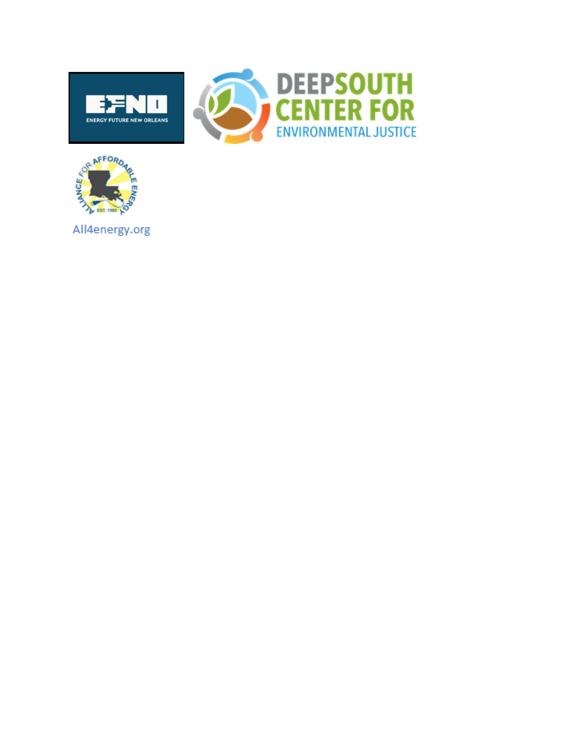ENERGY FUTURE NEW ORLEANS

DEEPSOUTH CENTER FOR ENVIRONMENTAL JUSTICE

ALLIANCE FOR AFFORDABLE ENERGY EST. 1985

All4energy.org